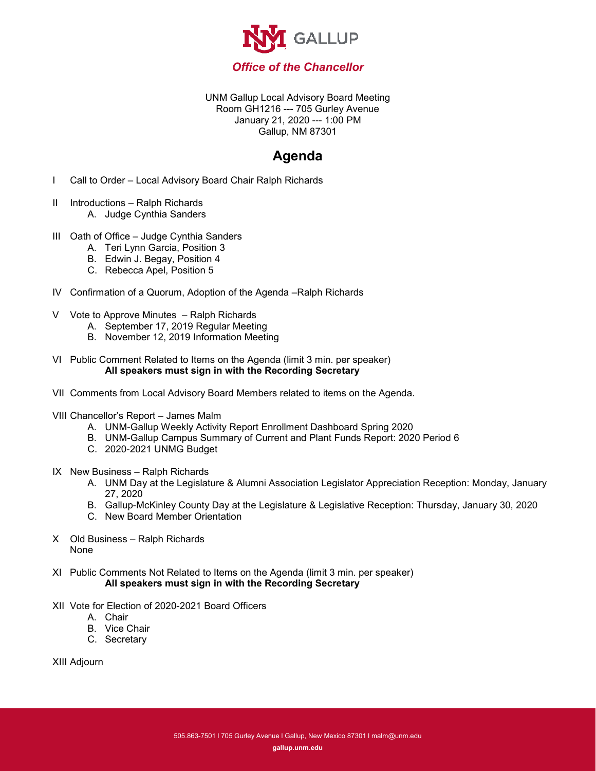# UNM GALLUP

*Office of the Chancellor*

UNM Gallup Local Advisory Board Meeting
Room GH1216 --- 705 Gurley Avenue
January 21, 2020 --- 1:00 PM
Gallup, NM 87301

## Agenda

I Call to Order – Local Advisory Board Chair Ralph Richards

II Introductions – Ralph Richards
   A. Judge Cynthia Sanders

III Oath of Office – Judge Cynthia Sanders
   A. Teri Lynn Garcia, Position 3
   B. Edwin J. Begay, Position 4
   C. Rebecca Apel, Position 5

IV Confirmation of a Quorum, Adoption of the Agenda –Ralph Richards

V Vote to Approve Minutes – Ralph Richards
   A. September 17, 2019 Regular Meeting
   B. November 12, 2019 Information Meeting

VI Public Comment Related to Items on the Agenda (limit 3 min. per speaker)
   **All speakers must sign in with the Recording Secretary**

VII Comments from Local Advisory Board Members related to items on the Agenda.

VIII Chancellor's Report – James Malm
   A. UNM-Gallup Weekly Activity Report Enrollment Dashboard Spring 2020
   B. UNM-Gallup Campus Summary of Current and Plant Funds Report: 2020 Period 6
   C. 2020-2021 UNMG Budget

IX New Business – Ralph Richards
   A. UNM Day at the Legislature & Alumni Association Legislator Appreciation Reception: Monday, January 27, 2020
   B. Gallup-McKinley County Day at the Legislature & Legislative Reception: Thursday, January 30, 2020
   C. New Board Member Orientation

X Old Business – Ralph Richards
   None

XI Public Comments Not Related to Items on the Agenda (limit 3 min. per speaker)
   **All speakers must sign in with the Recording Secretary**

XII Vote for Election of 2020-2021 Board Officers
   A. Chair
   B. Vice Chair
   C. Secretary

XIII Adjourn

505.863-7501 I 705 Gurley Avenue I Gallup, New Mexico 87301 I malm@unm.edu

**gallup.unm.edu**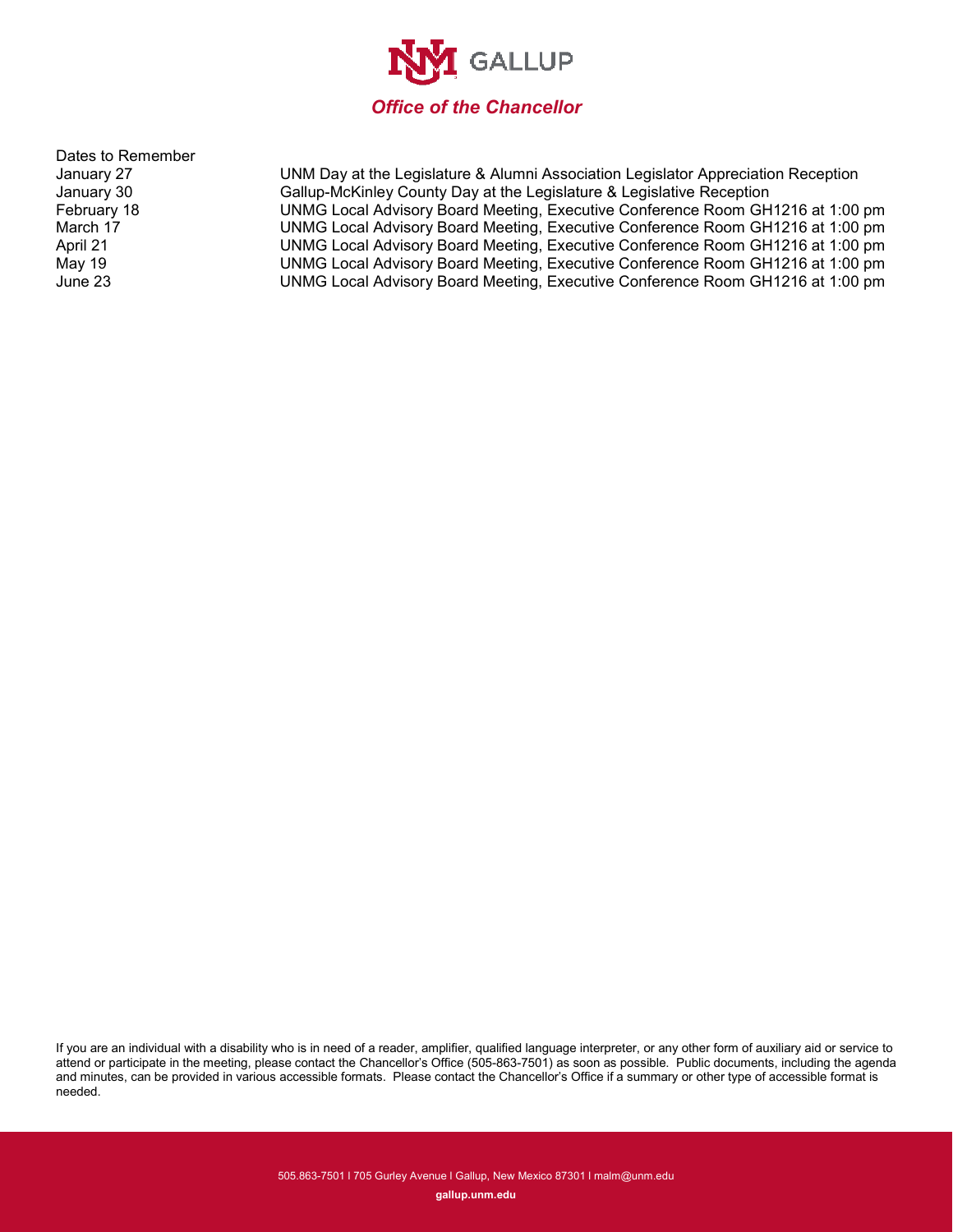Dates to Remember

| | |
|---|---|
| January 27 | UNM Day at the Legislature & Alumni Association Legislator Appreciation Reception |
| January 30 | Gallup-McKinley County Day at the Legislature & Legislative Reception |
| February 18 | UNMG Local Advisory Board Meeting, Executive Conference Room GH1216 at 1:00 pm |
| March 17 | UNMG Local Advisory Board Meeting, Executive Conference Room GH1216 at 1:00 pm |
| April 21 | UNMG Local Advisory Board Meeting, Executive Conference Room GH1216 at 1:00 pm |
| May 19 | UNMG Local Advisory Board Meeting, Executive Conference Room GH1216 at 1:00 pm |
| June 23 | UNMG Local Advisory Board Meeting, Executive Conference Room GH1216 at 1:00 pm |

If you are an individual with a disability who is in need of a reader, amplifier, qualified language interpreter, or any other form of auxiliary aid or service to attend or participate in the meeting, please contact the Chancellor's Office (505-863-7501) as soon as possible. Public documents, including the agenda and minutes, can be provided in various accessible formats. Please contact the Chancellor's Office if a summary or other type of accessible format is needed.